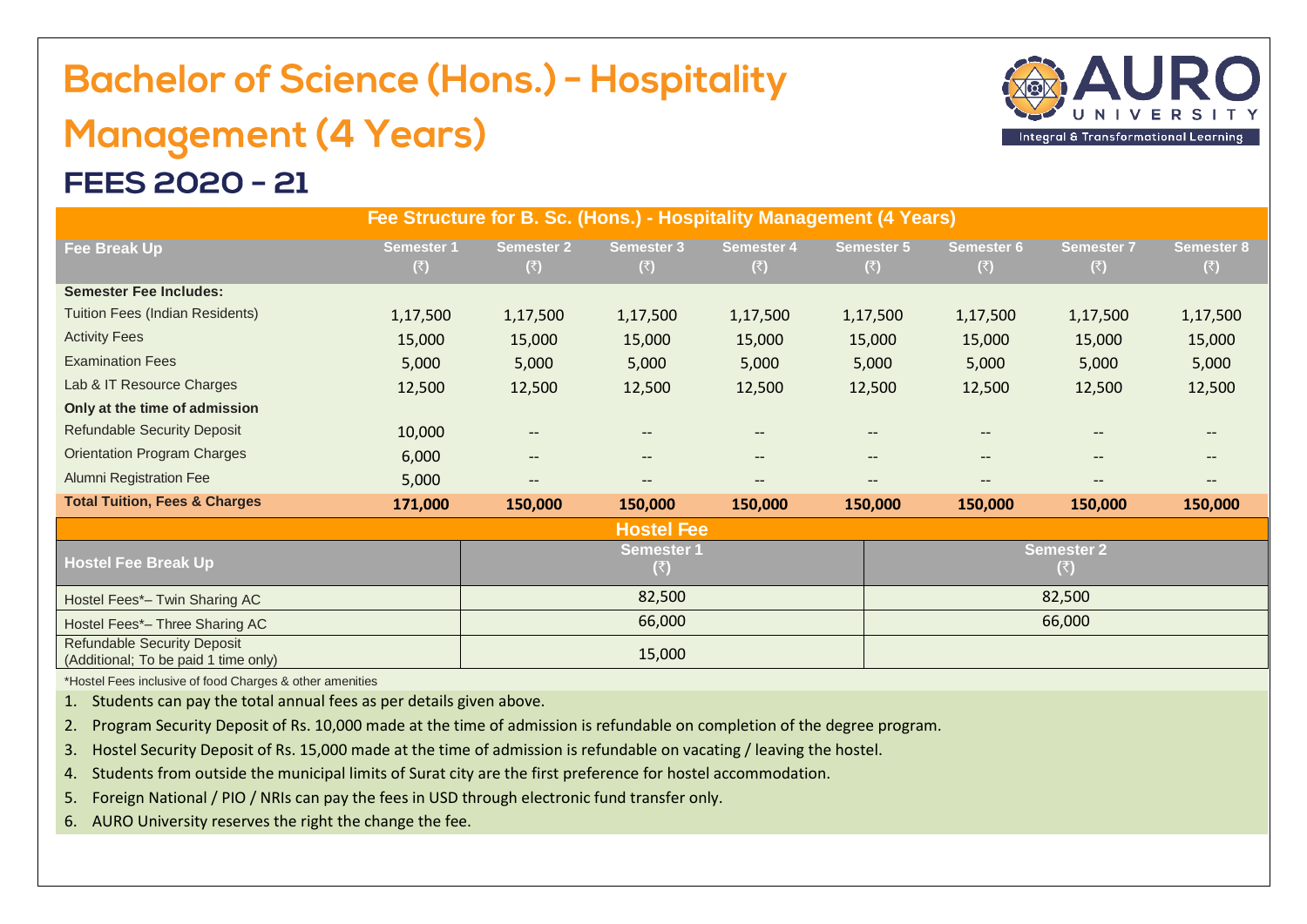# Bachelor of Science (Hons.) - Hospitality Management (4 Years)

AURO UNIVERSITY
Integral & Transformational Learning

## FEES 2020 - 21

**Fee Structure for B. Sc. (Hons.) - Hospitality Management (4 Years)**

| Fee Break Up | Semester 1 (₹) | Semester 2 (₹) | Semester 3 (₹) | Semester 4 (₹) | Semester 5 (₹) | Semester 6 (₹) | Semester 7 (₹) | Semester 8 (₹) |
|---|---|---|---|---|---|---|---|---|
| **Semester Fee Includes:** | | | | | | | | |
| Tuition Fees (Indian Residents) | 1,17,500 | 1,17,500 | 1,17,500 | 1,17,500 | 1,17,500 | 1,17,500 | 1,17,500 | 1,17,500 |
| Activity Fees | 15,000 | 15,000 | 15,000 | 15,000 | 15,000 | 15,000 | 15,000 | 15,000 |
| Examination Fees | 5,000 | 5,000 | 5,000 | 5,000 | 5,000 | 5,000 | 5,000 | 5,000 |
| Lab & IT Resource Charges | 12,500 | 12,500 | 12,500 | 12,500 | 12,500 | 12,500 | 12,500 | 12,500 |
| **Only at the time of admission** | | | | | | | | |
| Refundable Security Deposit | 10,000 | -- | -- | -- | -- | -- | -- | -- |
| Orientation Program Charges | 6,000 | -- | -- | -- | -- | -- | -- | -- |
| Alumni Registration Fee | 5,000 | -- | -- | -- | -- | -- | -- | -- |
| **Total Tuition, Fees & Charges** | **171,000** | **150,000** | **150,000** | **150,000** | **150,000** | **150,000** | **150,000** | **150,000** |

**Hostel Fee**

| Hostel Fee Break Up | Semester 1 (₹) | Semester 2 (₹) |
|---|---|---|
| Hostel Fees*– Twin Sharing AC | 82,500 | 82,500 |
| Hostel Fees*– Three Sharing AC | 66,000 | 66,000 |
| Refundable Security Deposit (Additional; To be paid 1 time only) | 15,000 | |

*Hostel Fees inclusive of food Charges & other amenities

1. Students can pay the total annual fees as per details given above.
2. Program Security Deposit of Rs. 10,000 made at the time of admission is refundable on completion of the degree program.
3. Hostel Security Deposit of Rs. 15,000 made at the time of admission is refundable on vacating / leaving the hostel.
4. Students from outside the municipal limits of Surat city are the first preference for hostel accommodation.
5. Foreign National / PIO / NRIs can pay the fees in USD through electronic fund transfer only.
6. AURO University reserves the right the change the fee.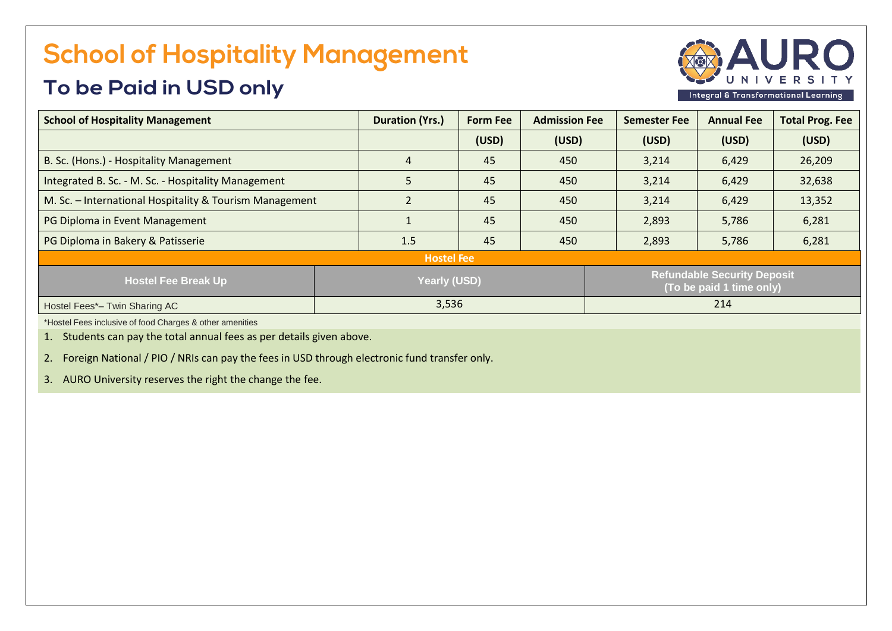# School of Hospitality Management

## To be Paid in USD only

| School of Hospitality Management | Duration (Yrs.) | Form Fee | Admission Fee | Semester Fee | Annual Fee | Total Prog. Fee |
|---|---|---|---|---|---|---|
| | | (USD) | (USD) | (USD) | (USD) | (USD) |
| B. Sc. (Hons.) - Hospitality Management | 4 | 45 | 450 | 3,214 | 6,429 | 26,209 |
| Integrated B. Sc. - M. Sc. - Hospitality Management | 5 | 45 | 450 | 3,214 | 6,429 | 32,638 |
| M. Sc. – International Hospitality & Tourism Management | 2 | 45 | 450 | 3,214 | 6,429 | 13,352 |
| PG Diploma in Event Management | 1 | 45 | 450 | 2,893 | 5,786 | 6,281 |
| PG Diploma in Bakery & Patisserie | 1.5 | 45 | 450 | 2,893 | 5,786 | 6,281 |

**Hostel Fee**

| Hostel Fee Break Up | Yearly (USD) | Refundable Security Deposit (To be paid 1 time only) |
|---|---|---|
| Hostel Fees*– Twin Sharing AC | 3,536 | 214 |

*Hostel Fees inclusive of food Charges & other amenities

1. Students can pay the total annual fees as per details given above.
2. Foreign National / PIO / NRIs can pay the fees in USD through electronic fund transfer only.
3. AURO University reserves the right the change the fee.